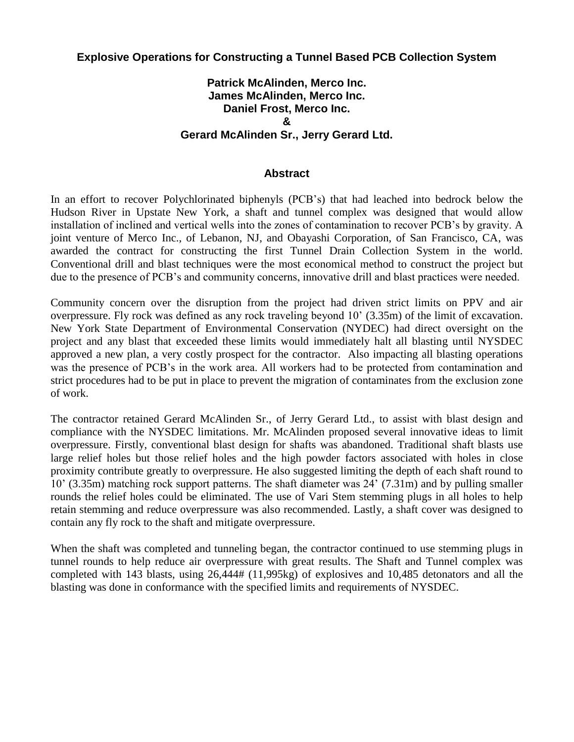# Explosive Operations for Constructing a Tunnel Based PCB Collection System

**Patrick McAlinden, Merco Inc.**
**James McAlinden, Merco Inc.**
**Daniel Frost, Merco Inc.**
**&**
**Gerard McAlinden Sr., Jerry Gerard Ltd.**

## Abstract

In an effort to recover Polychlorinated biphenyls (PCB's) that had leached into bedrock below the Hudson River in Upstate New York, a shaft and tunnel complex was designed that would allow installation of inclined and vertical wells into the zones of contamination to recover PCB's by gravity. A joint venture of Merco Inc., of Lebanon, NJ, and Obayashi Corporation, of San Francisco, CA, was awarded the contract for constructing the first Tunnel Drain Collection System in the world. Conventional drill and blast techniques were the most economical method to construct the project but due to the presence of PCB's and community concerns, innovative drill and blast practices were needed.

Community concern over the disruption from the project had driven strict limits on PPV and air overpressure. Fly rock was defined as any rock traveling beyond 10' (3.35m) of the limit of excavation. New York State Department of Environmental Conservation (NYDEC) had direct oversight on the project and any blast that exceeded these limits would immediately halt all blasting until NYSDEC approved a new plan, a very costly prospect for the contractor. Also impacting all blasting operations was the presence of PCB's in the work area. All workers had to be protected from contamination and strict procedures had to be put in place to prevent the migration of contaminates from the exclusion zone of work.

The contractor retained Gerard McAlinden Sr., of Jerry Gerard Ltd., to assist with blast design and compliance with the NYSDEC limitations. Mr. McAlinden proposed several innovative ideas to limit overpressure. Firstly, conventional blast design for shafts was abandoned. Traditional shaft blasts use large relief holes but those relief holes and the high powder factors associated with holes in close proximity contribute greatly to overpressure. He also suggested limiting the depth of each shaft round to 10' (3.35m) matching rock support patterns. The shaft diameter was 24' (7.31m) and by pulling smaller rounds the relief holes could be eliminated. The use of Vari Stem stemming plugs in all holes to help retain stemming and reduce overpressure was also recommended. Lastly, a shaft cover was designed to contain any fly rock to the shaft and mitigate overpressure.

When the shaft was completed and tunneling began, the contractor continued to use stemming plugs in tunnel rounds to help reduce air overpressure with great results. The Shaft and Tunnel complex was completed with 143 blasts, using 26,444# (11,995kg) of explosives and 10,485 detonators and all the blasting was done in conformance with the specified limits and requirements of NYSDEC.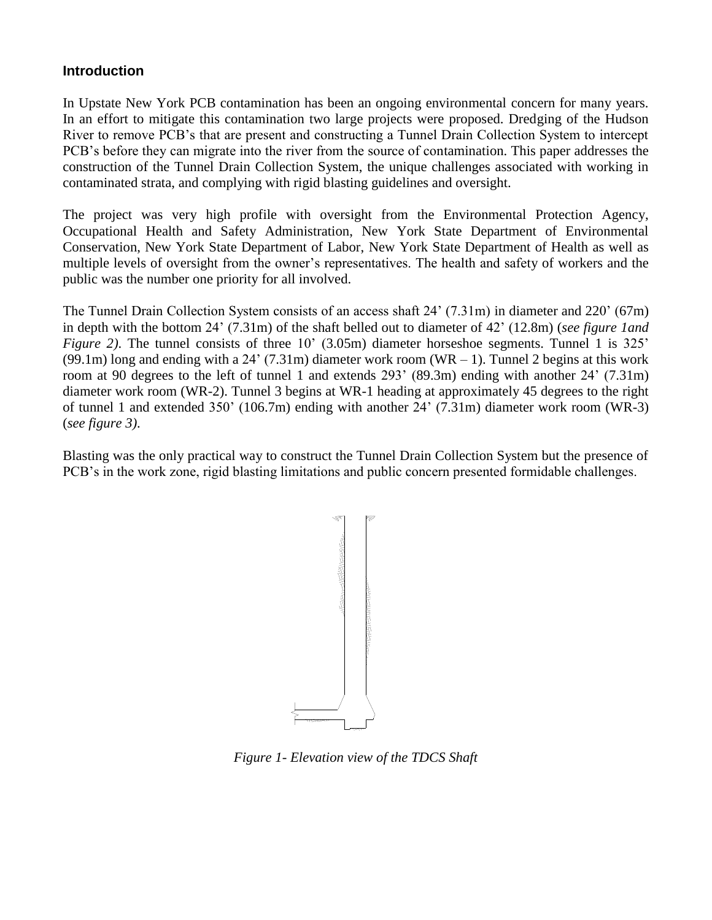## Introduction

In Upstate New York PCB contamination has been an ongoing environmental concern for many years. In an effort to mitigate this contamination two large projects were proposed. Dredging of the Hudson River to remove PCB's that are present and constructing a Tunnel Drain Collection System to intercept PCB's before they can migrate into the river from the source of contamination. This paper addresses the construction of the Tunnel Drain Collection System, the unique challenges associated with working in contaminated strata, and complying with rigid blasting guidelines and oversight.

The project was very high profile with oversight from the Environmental Protection Agency, Occupational Health and Safety Administration, New York State Department of Environmental Conservation, New York State Department of Labor, New York State Department of Health as well as multiple levels of oversight from the owner's representatives. The health and safety of workers and the public was the number one priority for all involved.

The Tunnel Drain Collection System consists of an access shaft 24' (7.31m) in diameter and 220' (67m) in depth with the bottom 24' (7.31m) of the shaft belled out to diameter of 42' (12.8m) (*see figure 1and Figure 2)*. The tunnel consists of three 10' (3.05m) diameter horseshoe segments. Tunnel 1 is 325' (99.1m) long and ending with a 24' (7.31m) diameter work room (WR – 1). Tunnel 2 begins at this work room at 90 degrees to the left of tunnel 1 and extends 293' (89.3m) ending with another 24' (7.31m) diameter work room (WR-2). Tunnel 3 begins at WR-1 heading at approximately 45 degrees to the right of tunnel 1 and extended 350' (106.7m) ending with another 24' (7.31m) diameter work room (WR-3) (*see figure 3)*.

Blasting was the only practical way to construct the Tunnel Drain Collection System but the presence of PCB's in the work zone, rigid blasting limitations and public concern presented formidable challenges.

*Figure 1- Elevation view of the TDCS Shaft*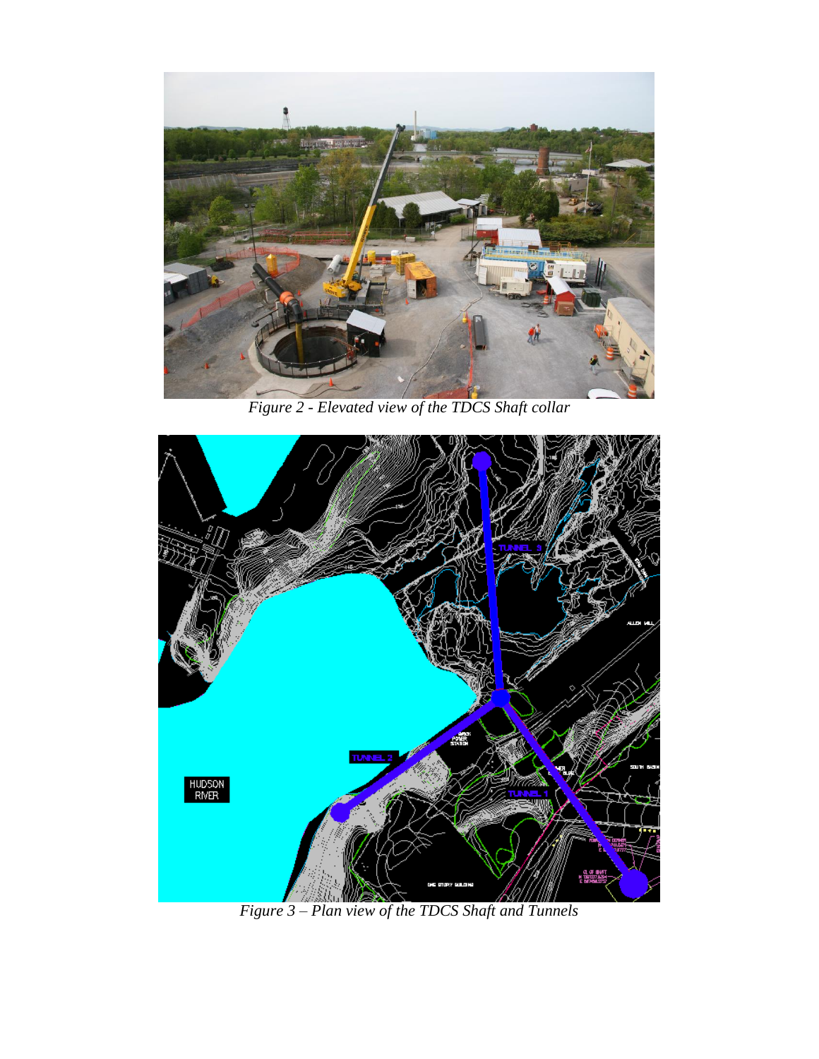*Figure 2 - Elevated view of the TDCS Shaft collar*

*Figure 3 – Plan view of the TDCS Shaft and Tunnels*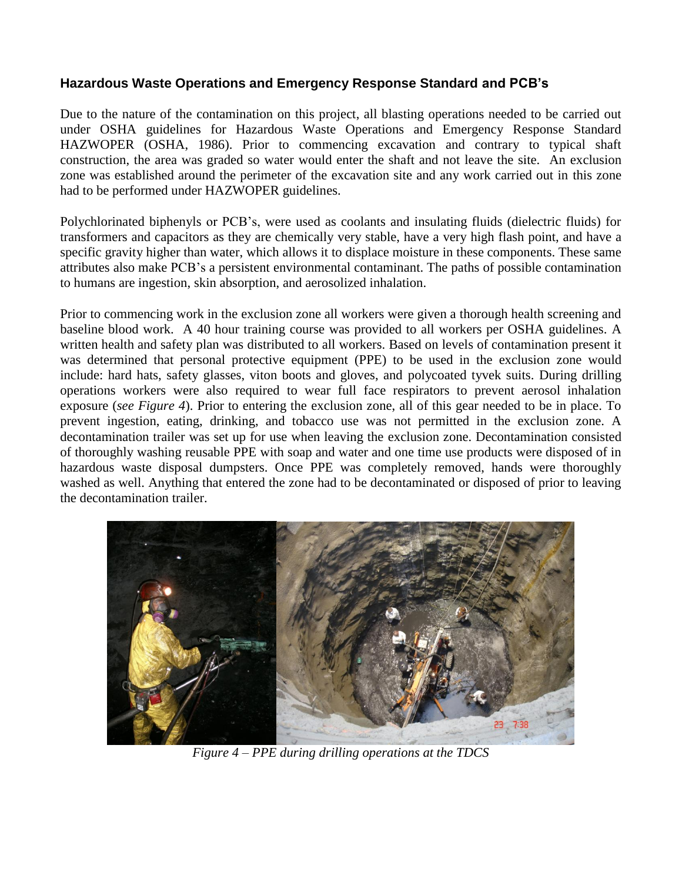### Hazardous Waste Operations and Emergency Response Standard and PCB's

Due to the nature of the contamination on this project, all blasting operations needed to be carried out under OSHA guidelines for Hazardous Waste Operations and Emergency Response Standard HAZWOPER (OSHA, 1986). Prior to commencing excavation and contrary to typical shaft construction, the area was graded so water would enter the shaft and not leave the site. An exclusion zone was established around the perimeter of the excavation site and any work carried out in this zone had to be performed under HAZWOPER guidelines.

Polychlorinated biphenyls or PCB's, were used as coolants and insulating fluids (dielectric fluids) for transformers and capacitors as they are chemically very stable, have a very high flash point, and have a specific gravity higher than water, which allows it to displace moisture in these components. These same attributes also make PCB's a persistent environmental contaminant. The paths of possible contamination to humans are ingestion, skin absorption, and aerosolized inhalation.

Prior to commencing work in the exclusion zone all workers were given a thorough health screening and baseline blood work. A 40 hour training course was provided to all workers per OSHA guidelines. A written health and safety plan was distributed to all workers. Based on levels of contamination present it was determined that personal protective equipment (PPE) to be used in the exclusion zone would include: hard hats, safety glasses, viton boots and gloves, and polycoated tyvek suits. During drilling operations workers were also required to wear full face respirators to prevent aerosol inhalation exposure (*see Figure 4*). Prior to entering the exclusion zone, all of this gear needed to be in place. To prevent ingestion, eating, drinking, and tobacco use was not permitted in the exclusion zone. A decontamination trailer was set up for use when leaving the exclusion zone. Decontamination consisted of thoroughly washing reusable PPE with soap and water and one time use products were disposed of in hazardous waste disposal dumpsters. Once PPE was completely removed, hands were thoroughly washed as well. Anything that entered the zone had to be decontaminated or disposed of prior to leaving the decontamination trailer.

*Figure 4 – PPE during drilling operations at the TDCS*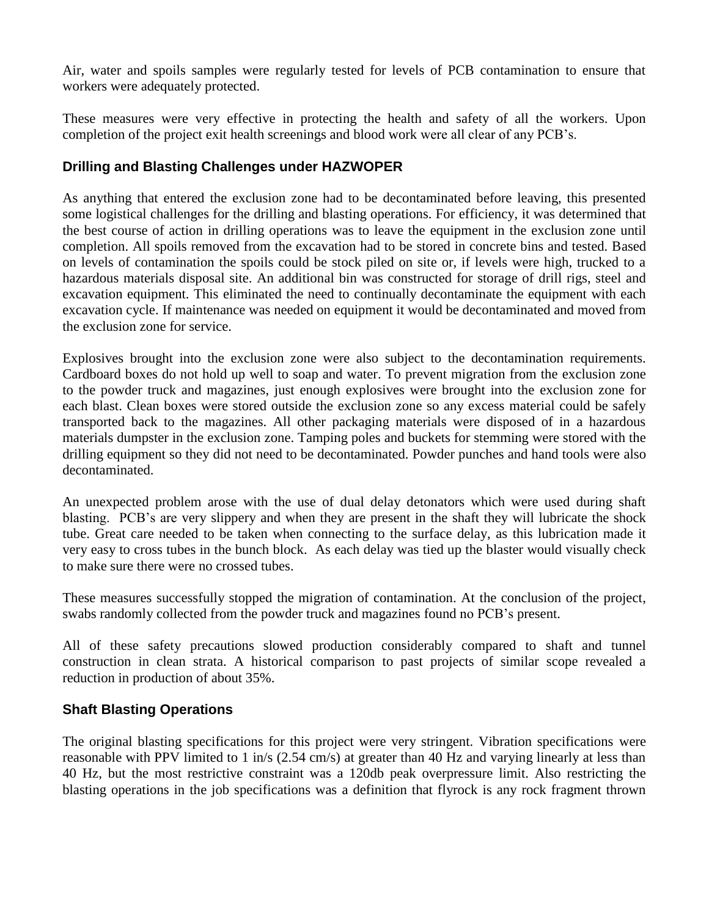Air, water and spoils samples were regularly tested for levels of PCB contamination to ensure that workers were adequately protected.

These measures were very effective in protecting the health and safety of all the workers. Upon completion of the project exit health screenings and blood work were all clear of any PCB's.

## Drilling and Blasting Challenges under HAZWOPER

As anything that entered the exclusion zone had to be decontaminated before leaving, this presented some logistical challenges for the drilling and blasting operations. For efficiency, it was determined that the best course of action in drilling operations was to leave the equipment in the exclusion zone until completion. All spoils removed from the excavation had to be stored in concrete bins and tested. Based on levels of contamination the spoils could be stock piled on site or, if levels were high, trucked to a hazardous materials disposal site. An additional bin was constructed for storage of drill rigs, steel and excavation equipment. This eliminated the need to continually decontaminate the equipment with each excavation cycle. If maintenance was needed on equipment it would be decontaminated and moved from the exclusion zone for service.

Explosives brought into the exclusion zone were also subject to the decontamination requirements. Cardboard boxes do not hold up well to soap and water. To prevent migration from the exclusion zone to the powder truck and magazines, just enough explosives were brought into the exclusion zone for each blast. Clean boxes were stored outside the exclusion zone so any excess material could be safely transported back to the magazines. All other packaging materials were disposed of in a hazardous materials dumpster in the exclusion zone. Tamping poles and buckets for stemming were stored with the drilling equipment so they did not need to be decontaminated. Powder punches and hand tools were also decontaminated.

An unexpected problem arose with the use of dual delay detonators which were used during shaft blasting. PCB's are very slippery and when they are present in the shaft they will lubricate the shock tube. Great care needed to be taken when connecting to the surface delay, as this lubrication made it very easy to cross tubes in the bunch block. As each delay was tied up the blaster would visually check to make sure there were no crossed tubes.

These measures successfully stopped the migration of contamination. At the conclusion of the project, swabs randomly collected from the powder truck and magazines found no PCB's present.

All of these safety precautions slowed production considerably compared to shaft and tunnel construction in clean strata. A historical comparison to past projects of similar scope revealed a reduction in production of about 35%.

## Shaft Blasting Operations

The original blasting specifications for this project were very stringent. Vibration specifications were reasonable with PPV limited to 1 in/s (2.54 cm/s) at greater than 40 Hz and varying linearly at less than 40 Hz, but the most restrictive constraint was a 120db peak overpressure limit. Also restricting the blasting operations in the job specifications was a definition that flyrock is any rock fragment thrown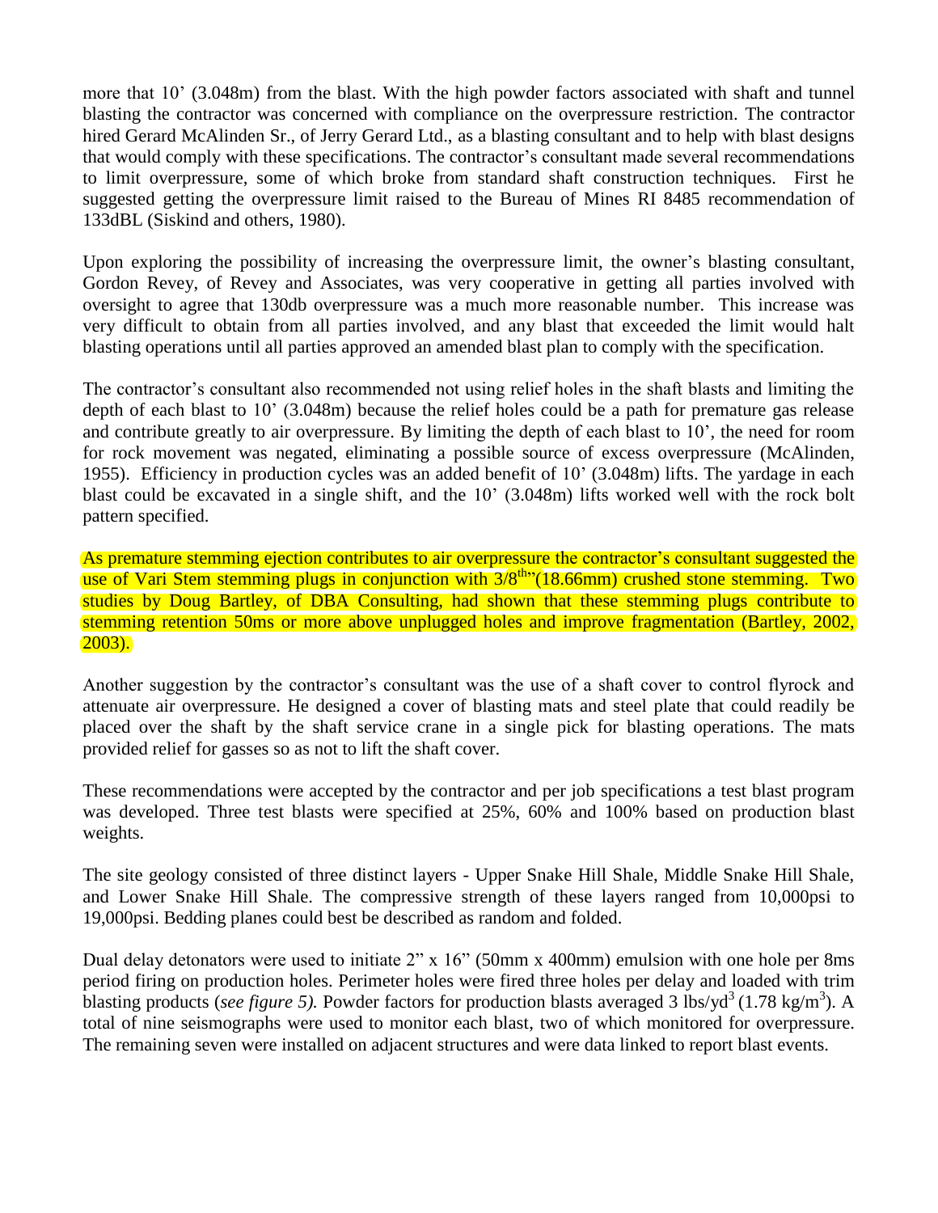more that 10' (3.048m) from the blast. With the high powder factors associated with shaft and tunnel blasting the contractor was concerned with compliance on the overpressure restriction. The contractor hired Gerard McAlinden Sr., of Jerry Gerard Ltd., as a blasting consultant and to help with blast designs that would comply with these specifications. The contractor's consultant made several recommendations to limit overpressure, some of which broke from standard shaft construction techniques. First he suggested getting the overpressure limit raised to the Bureau of Mines RI 8485 recommendation of 133dBL (Siskind and others, 1980).

Upon exploring the possibility of increasing the overpressure limit, the owner's blasting consultant, Gordon Revey, of Revey and Associates, was very cooperative in getting all parties involved with oversight to agree that 130db overpressure was a much more reasonable number. This increase was very difficult to obtain from all parties involved, and any blast that exceeded the limit would halt blasting operations until all parties approved an amended blast plan to comply with the specification.

The contractor's consultant also recommended not using relief holes in the shaft blasts and limiting the depth of each blast to 10' (3.048m) because the relief holes could be a path for premature gas release and contribute greatly to air overpressure. By limiting the depth of each blast to 10', the need for room for rock movement was negated, eliminating a possible source of excess overpressure (McAlinden, 1955). Efficiency in production cycles was an added benefit of 10' (3.048m) lifts. The yardage in each blast could be excavated in a single shift, and the 10' (3.048m) lifts worked well with the rock bolt pattern specified.

As premature stemming ejection contributes to air overpressure the contractor's consultant suggested the use of Vari Stem stemming plugs in conjunction with 3/8$^{th}$" (18.66mm) crushed stone stemming. Two studies by Doug Bartley, of DBA Consulting, had shown that these stemming plugs contribute to stemming retention 50ms or more above unplugged holes and improve fragmentation (Bartley, 2002, 2003).

Another suggestion by the contractor's consultant was the use of a shaft cover to control flyrock and attenuate air overpressure. He designed a cover of blasting mats and steel plate that could readily be placed over the shaft by the shaft service crane in a single pick for blasting operations. The mats provided relief for gasses so as not to lift the shaft cover.

These recommendations were accepted by the contractor and per job specifications a test blast program was developed. Three test blasts were specified at 25%, 60% and 100% based on production blast weights.

The site geology consisted of three distinct layers - Upper Snake Hill Shale, Middle Snake Hill Shale, and Lower Snake Hill Shale. The compressive strength of these layers ranged from 10,000psi to 19,000psi. Bedding planes could best be described as random and folded.

Dual delay detonators were used to initiate 2" x 16" (50mm x 400mm) emulsion with one hole per 8ms period firing on production holes. Perimeter holes were fired three holes per delay and loaded with trim blasting products (*see figure 5).* Powder factors for production blasts averaged 3 lbs/yd$^3$ (1.78 kg/m$^3$). A total of nine seismographs were used to monitor each blast, two of which monitored for overpressure. The remaining seven were installed on adjacent structures and were data linked to report blast events.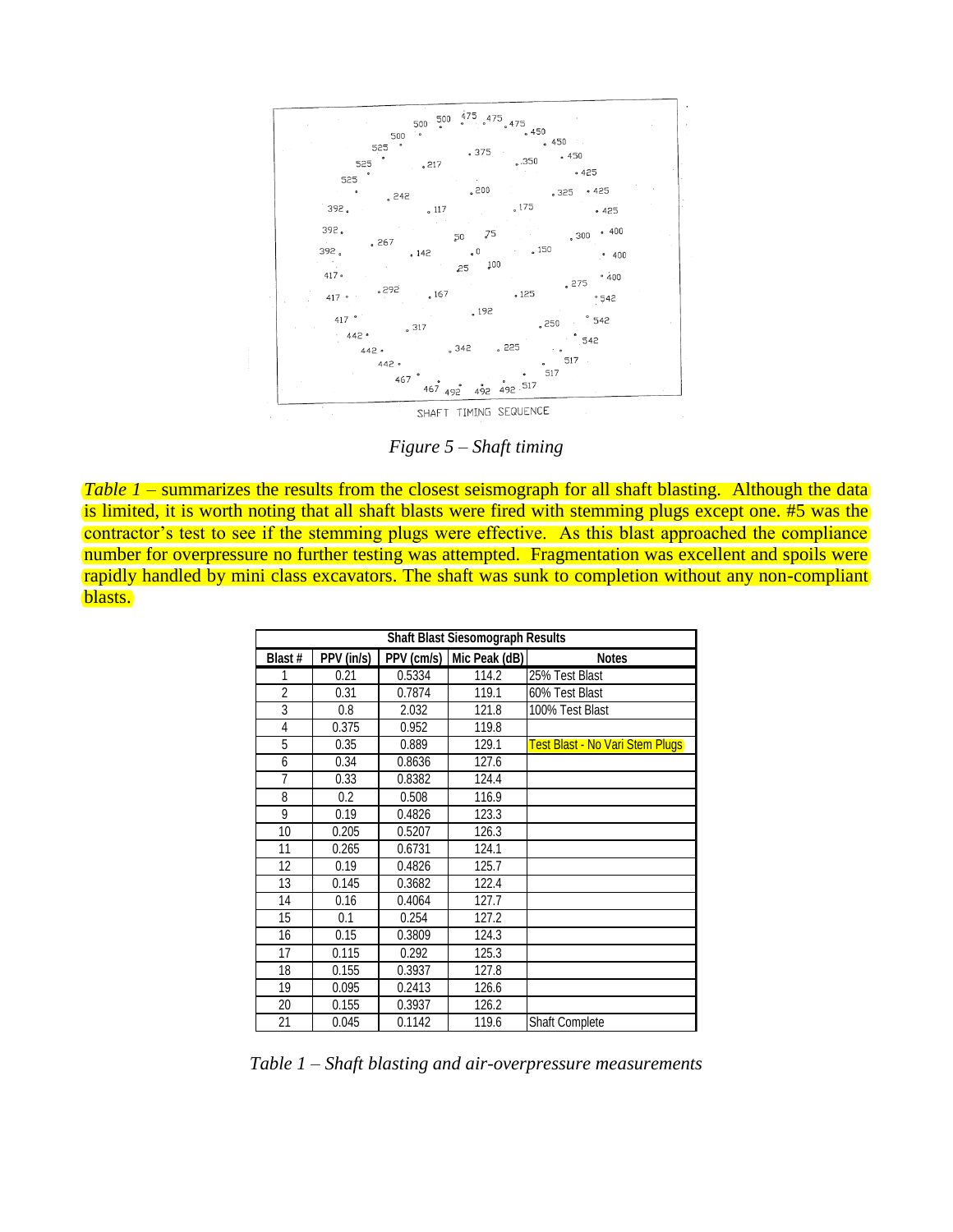*Figure 5 – Shaft timing*

*Table 1* – summarizes the results from the closest seismograph for all shaft blasting. Although the data is limited, it is worth noting that all shaft blasts were fired with stemming plugs except one. #5 was the contractor's test to see if the stemming plugs were effective. As this blast approached the compliance number for overpressure no further testing was attempted. Fragmentation was excellent and spoils were rapidly handled by mini class excavators. The shaft was sunk to completion without any non-compliant blasts.

| Shaft Blast Siesomograph Results | | | | |
|---|---|---|---|---|
| Blast # | PPV (in/s) | PPV (cm/s) | Mic Peak (dB) | Notes |
| 1 | 0.21 | 0.5334 | 114.2 | 25% Test Blast |
| 2 | 0.31 | 0.7874 | 119.1 | 60% Test Blast |
| 3 | 0.8 | 2.032 | 121.8 | 100% Test Blast |
| 4 | 0.375 | 0.952 | 119.8 | |
| 5 | 0.35 | 0.889 | 129.1 | Test Blast - No Vari Stem Plugs |
| 6 | 0.34 | 0.8636 | 127.6 | |
| 7 | 0.33 | 0.8382 | 124.4 | |
| 8 | 0.2 | 0.508 | 116.9 | |
| 9 | 0.19 | 0.4826 | 123.3 | |
| 10 | 0.205 | 0.5207 | 126.3 | |
| 11 | 0.265 | 0.6731 | 124.1 | |
| 12 | 0.19 | 0.4826 | 125.7 | |
| 13 | 0.145 | 0.3682 | 122.4 | |
| 14 | 0.16 | 0.4064 | 127.7 | |
| 15 | 0.1 | 0.254 | 127.2 | |
| 16 | 0.15 | 0.3809 | 124.3 | |
| 17 | 0.115 | 0.292 | 125.3 | |
| 18 | 0.155 | 0.3937 | 127.8 | |
| 19 | 0.095 | 0.2413 | 126.6 | |
| 20 | 0.155 | 0.3937 | 126.2 | |
| 21 | 0.045 | 0.1142 | 119.6 | Shaft Complete |

*Table 1 – Shaft blasting and air-overpressure measurements*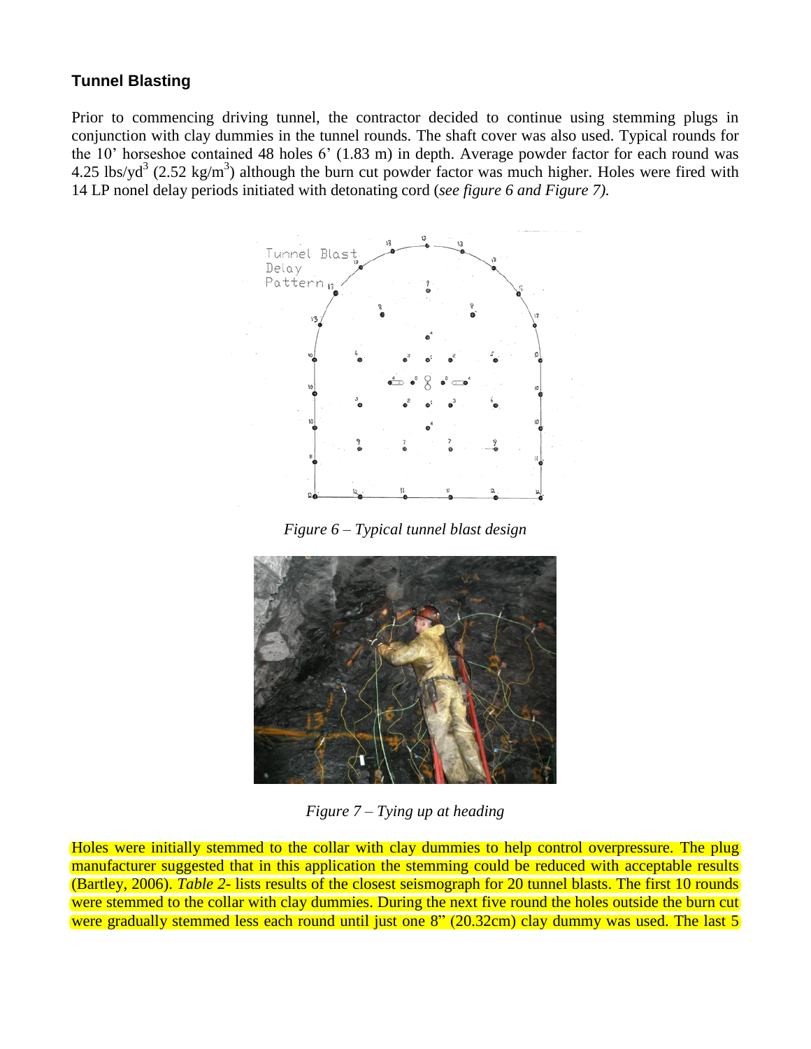### Tunnel Blasting

Prior to commencing driving tunnel, the contractor decided to continue using stemming plugs in conjunction with clay dummies in the tunnel rounds. The shaft cover was also used. Typical rounds for the 10' horseshoe contained 48 holes 6' (1.83 m) in depth. Average powder factor for each round was 4.25 lbs/yd$^3$ (2.52 kg/m$^3$) although the burn cut powder factor was much higher. Holes were fired with 14 LP nonel delay periods initiated with detonating cord (*see figure 6 and Figure 7).*

*Figure 6 – Typical tunnel blast design*

*Figure 7 – Tying up at heading*

Holes were initially stemmed to the collar with clay dummies to help control overpressure. The plug manufacturer suggested that in this application the stemming could be reduced with acceptable results (Bartley, 2006). *Table 2-* lists results of the closest seismograph for 20 tunnel blasts. The first 10 rounds were stemmed to the collar with clay dummies. During the next five round the holes outside the burn cut were gradually stemmed less each round until just one 8" (20.32cm) clay dummy was used. The last 5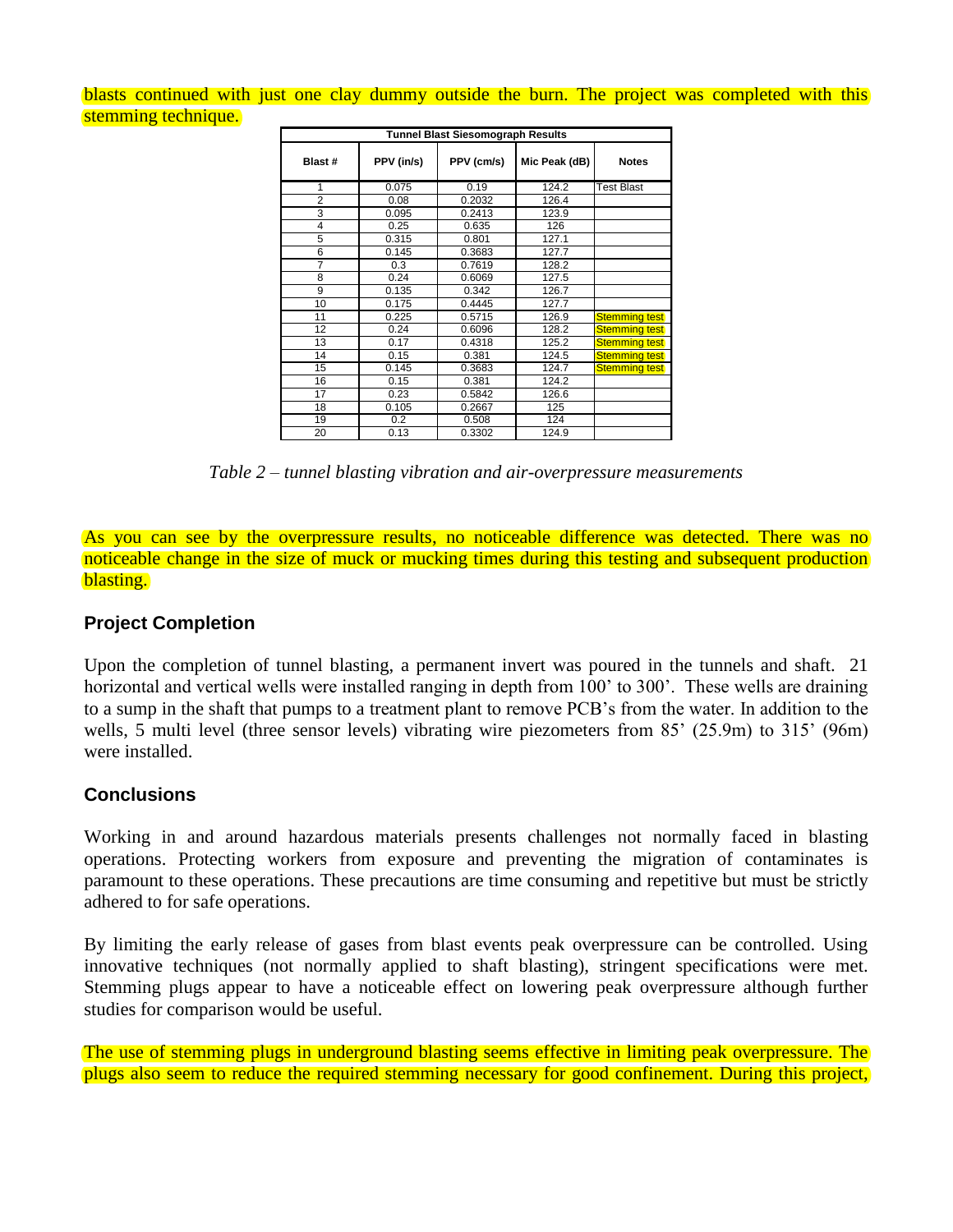blasts continued with just one clay dummy outside the burn. The project was completed with this stemming technique.

| Tunnel Blast Siesomograph Results | | | | |
|---|---|---|---|---|
| Blast # | PPV (in/s) | PPV (cm/s) | Mic Peak (dB) | Notes |
| 1 | 0.075 | 0.19 | 124.2 | Test Blast |
| 2 | 0.08 | 0.2032 | 126.4 | |
| 3 | 0.095 | 0.2413 | 123.9 | |
| 4 | 0.25 | 0.635 | 126 | |
| 5 | 0.315 | 0.801 | 127.1 | |
| 6 | 0.145 | 0.3683 | 127.7 | |
| 7 | 0.3 | 0.7619 | 128.2 | |
| 8 | 0.24 | 0.6069 | 127.5 | |
| 9 | 0.135 | 0.342 | 126.7 | |
| 10 | 0.175 | 0.4445 | 127.7 | |
| 11 | 0.225 | 0.5715 | 126.9 | Stemming test |
| 12 | 0.24 | 0.6096 | 128.2 | Stemming test |
| 13 | 0.17 | 0.4318 | 125.2 | Stemming test |
| 14 | 0.15 | 0.381 | 124.5 | Stemming test |
| 15 | 0.145 | 0.3683 | 124.7 | Stemming test |
| 16 | 0.15 | 0.381 | 124.2 | |
| 17 | 0.23 | 0.5842 | 126.6 | |
| 18 | 0.105 | 0.2667 | 125 | |
| 19 | 0.2 | 0.508 | 124 | |
| 20 | 0.13 | 0.3302 | 124.9 | |

*Table 2 – tunnel blasting vibration and air-overpressure measurements*

As you can see by the overpressure results, no noticeable difference was detected. There was no noticeable change in the size of muck or mucking times during this testing and subsequent production blasting.

### Project Completion

Upon the completion of tunnel blasting, a permanent invert was poured in the tunnels and shaft. 21 horizontal and vertical wells were installed ranging in depth from 100' to 300'. These wells are draining to a sump in the shaft that pumps to a treatment plant to remove PCB's from the water. In addition to the wells, 5 multi level (three sensor levels) vibrating wire piezometers from 85' (25.9m) to 315' (96m) were installed.

### Conclusions

Working in and around hazardous materials presents challenges not normally faced in blasting operations. Protecting workers from exposure and preventing the migration of contaminates is paramount to these operations. These precautions are time consuming and repetitive but must be strictly adhered to for safe operations.

By limiting the early release of gases from blast events peak overpressure can be controlled. Using innovative techniques (not normally applied to shaft blasting), stringent specifications were met. Stemming plugs appear to have a noticeable effect on lowering peak overpressure although further studies for comparison would be useful.

The use of stemming plugs in underground blasting seems effective in limiting peak overpressure. The plugs also seem to reduce the required stemming necessary for good confinement. During this project,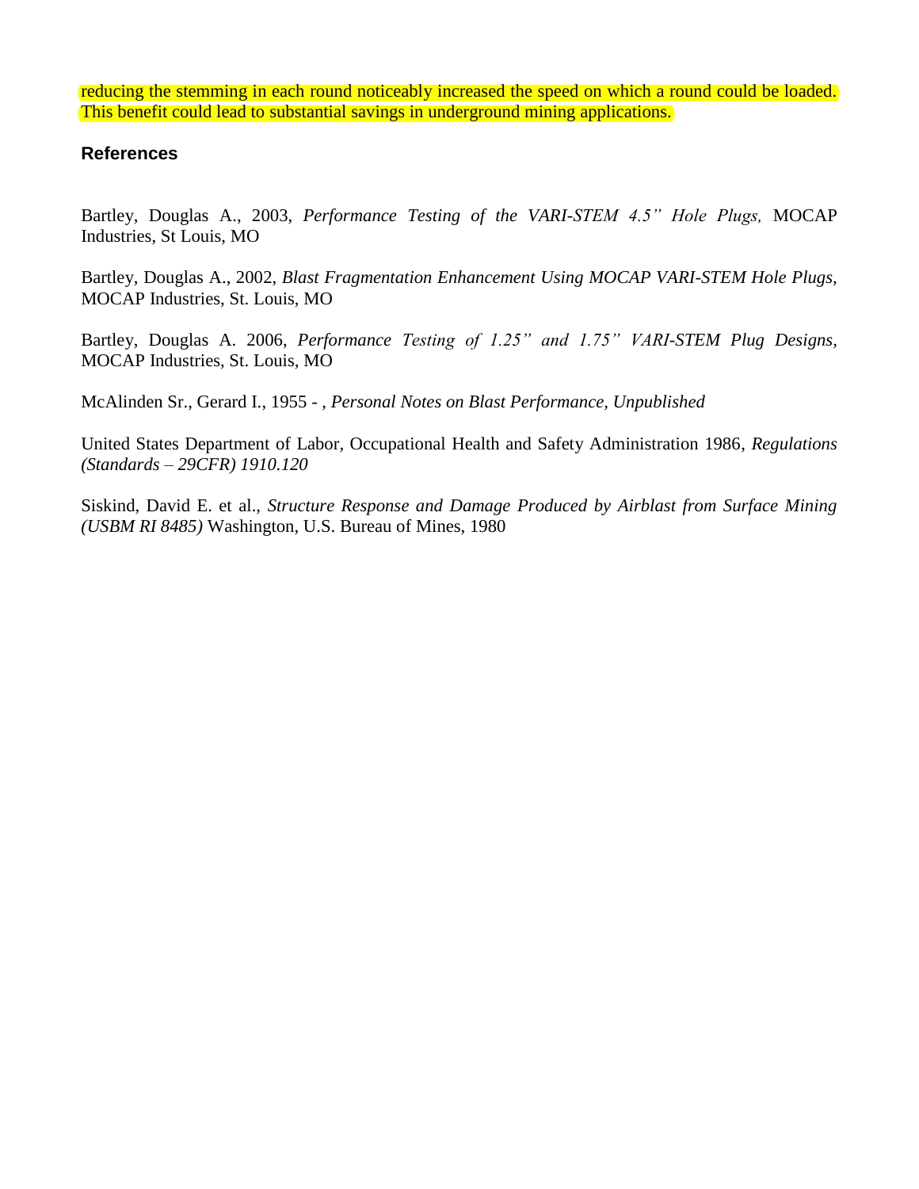reducing the stemming in each round noticeably increased the speed on which a round could be loaded. This benefit could lead to substantial savings in underground mining applications.

## References

Bartley, Douglas A., 2003, *Performance Testing of the VARI-STEM 4.5" Hole Plugs,* MOCAP Industries, St Louis, MO

Bartley, Douglas A., 2002, *Blast Fragmentation Enhancement Using MOCAP VARI-STEM Hole Plugs*, MOCAP Industries, St. Louis, MO

Bartley, Douglas A. 2006, *Performance Testing of 1.25" and 1.75" VARI-STEM Plug Designs*, MOCAP Industries, St. Louis, MO

McAlinden Sr., Gerard I., 1955 - , *Personal Notes on Blast Performance, Unpublished*

United States Department of Labor, Occupational Health and Safety Administration 1986, *Regulations (Standards – 29CFR) 1910.120*

Siskind, David E. et al., *Structure Response and Damage Produced by Airblast from Surface Mining (USBM RI 8485)* Washington, U.S. Bureau of Mines, 1980